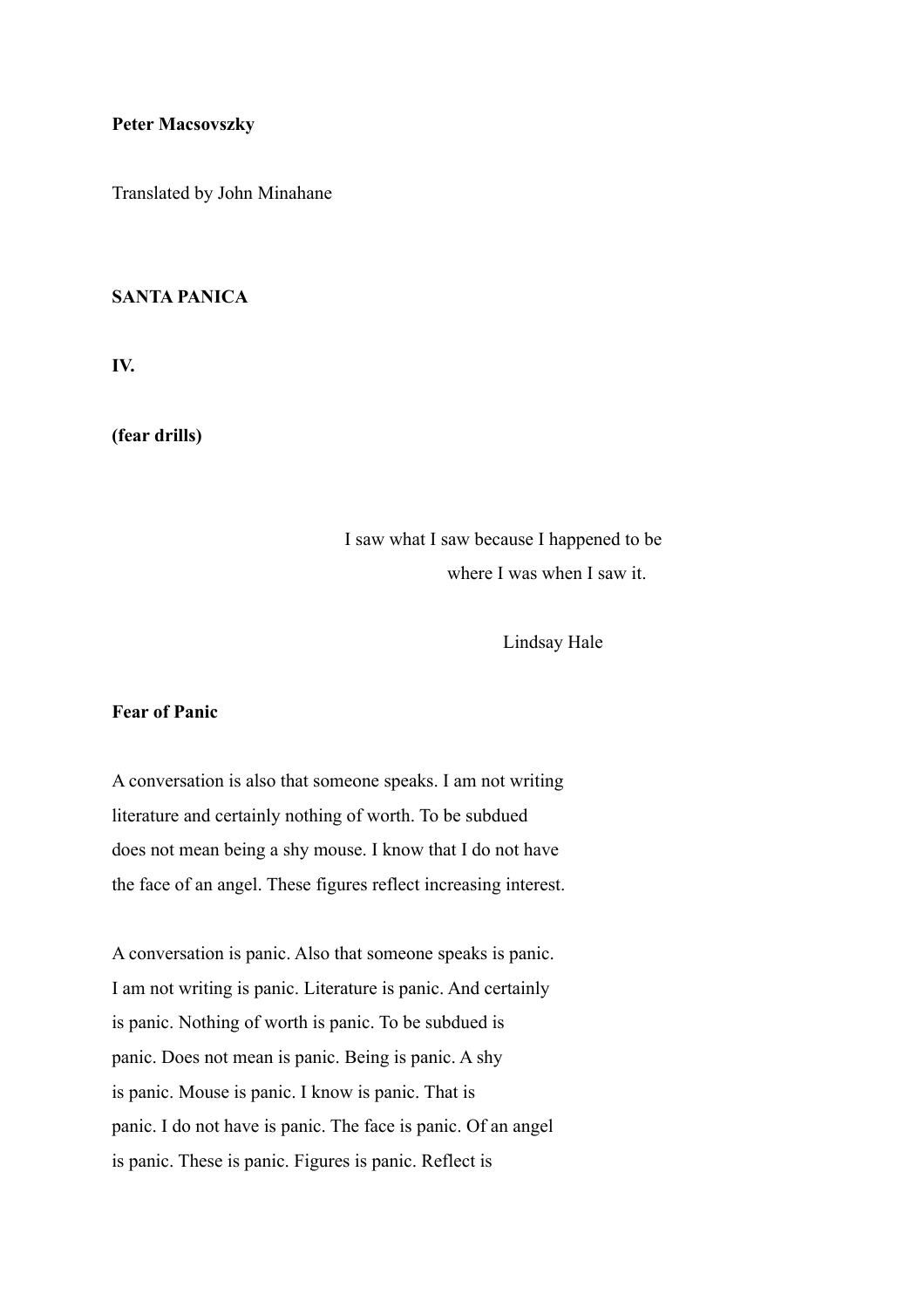**Peter Macsovszky**

Translated by John Minahane

**SANTA PANICA**

**IV.**

**(fear drills)**

> I saw what I saw because I happened to be
> where I was when I saw it.
>
> Lindsay Hale

**Fear of Panic**

A conversation is also that someone speaks. I am not writing
literature and certainly nothing of worth. To be subdued
does not mean being a shy mouse. I know that I do not have
the face of an angel. These figures reflect increasing interest.

A conversation is panic. Also that someone speaks is panic.
I am not writing is panic. Literature is panic. And certainly
is panic. Nothing of worth is panic. To be subdued is
panic. Does not mean is panic. Being is panic. A shy
is panic. Mouse is panic. I know is panic. That is
panic. I do not have is panic. The face is panic. Of an angel
is panic. These is panic. Figures is panic. Reflect is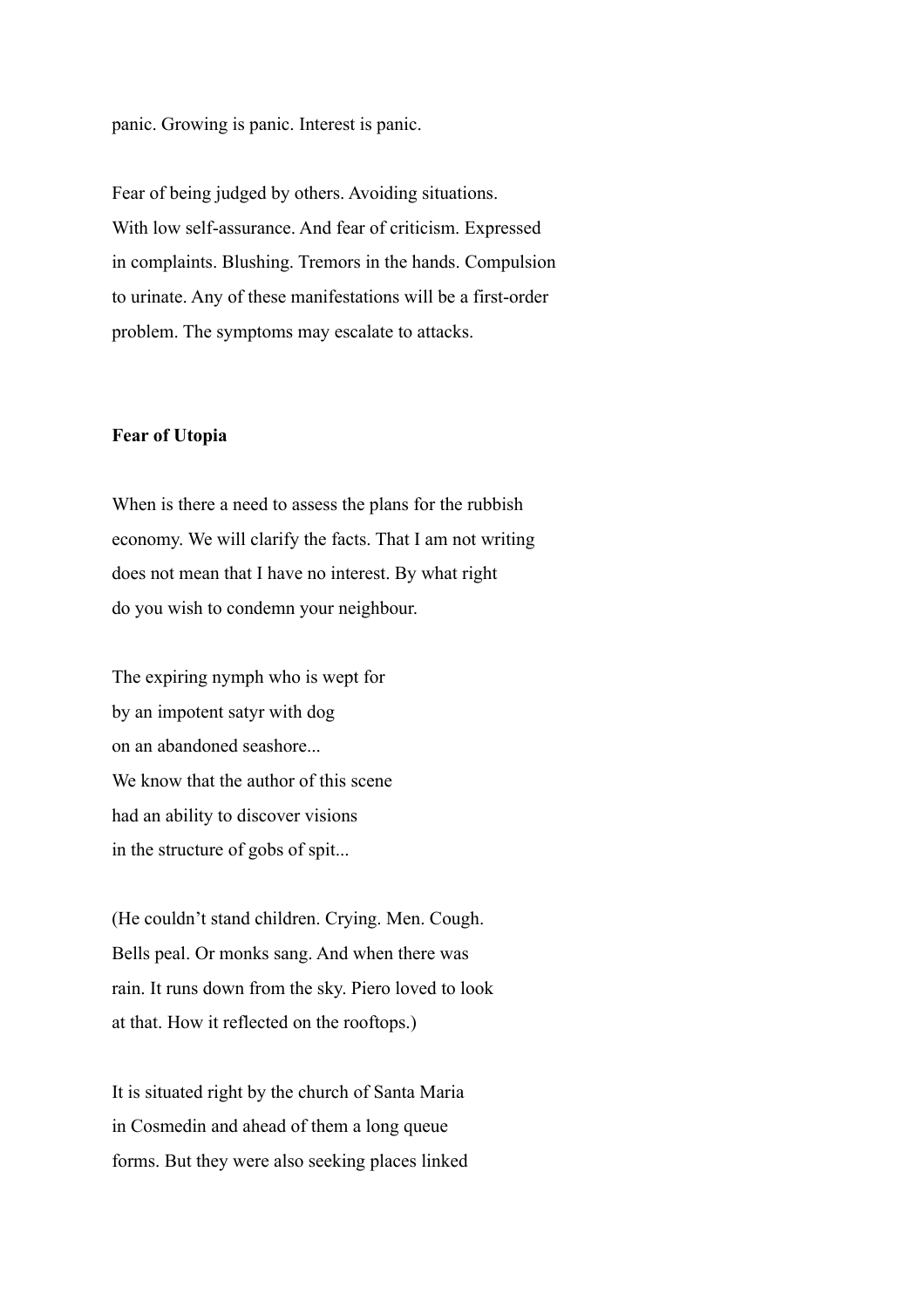panic. Growing is panic. Interest is panic.

Fear of being judged by others. Avoiding situations.  
With low self-assurance. And fear of criticism. Expressed  
in complaints. Blushing. Tremors in the hands. Compulsion  
to urinate. Any of these manifestations will be a first-order  
problem. The symptoms may escalate to attacks.

**Fear of Utopia**

When is there a need to assess the plans for the rubbish  
economy. We will clarify the facts. That I am not writing  
does not mean that I have no interest. By what right  
do you wish to condemn your neighbour.

The expiring nymph who is wept for  
by an impotent satyr with dog  
on an abandoned seashore...  
We know that the author of this scene  
had an ability to discover visions  
in the structure of gobs of spit...

(He couldn't stand children. Crying. Men. Cough.  
Bells peal. Or monks sang. And when there was  
rain. It runs down from the sky. Piero loved to look  
at that. How it reflected on the rooftops.)

It is situated right by the church of Santa Maria  
in Cosmedin and ahead of them a long queue  
forms. But they were also seeking places linked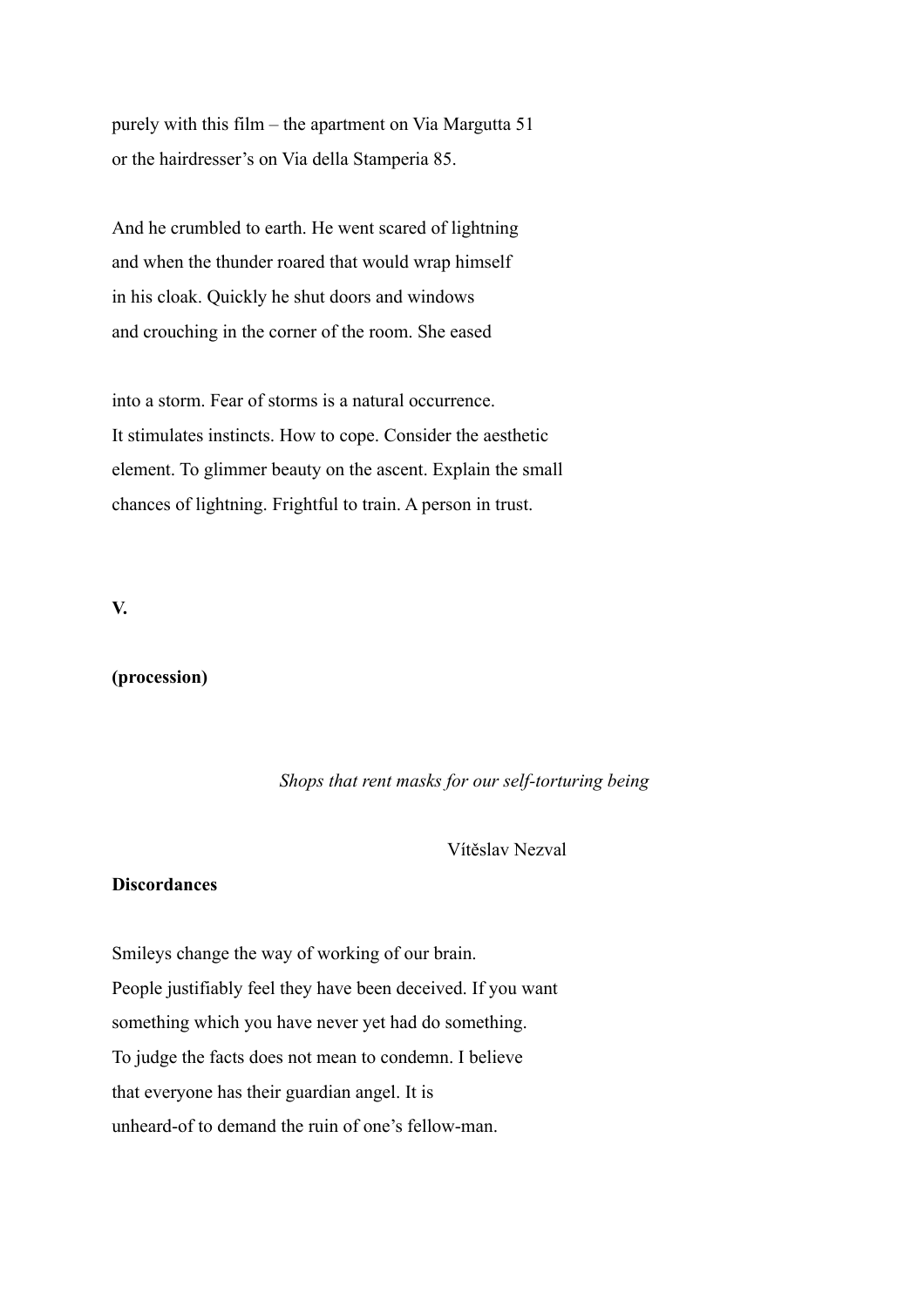purely with this film – the apartment on Via Margutta 51
or the hairdresser's on Via della Stamperia 85.

And he crumbled to earth. He went scared of lightning
and when the thunder roared that would wrap himself
in his cloak. Quickly he shut doors and windows
and crouching in the corner of the room. She eased

into a storm. Fear of storms is a natural occurrence.
It stimulates instincts. How to cope. Consider the aesthetic
element. To glimmer beauty on the ascent. Explain the small
chances of lightning. Frightful to train. A person in trust.

**V.**

**(procession)**

*Shops that rent masks for our self-torturing being*

Vítězslav Nezval

**Discordances**

Smileys change the way of working of our brain.
People justifiably feel they have been deceived. If you want
something which you have never yet had do something.
To judge the facts does not mean to condemn. I believe
that everyone has their guardian angel. It is
unheard-of to demand the ruin of one's fellow-man.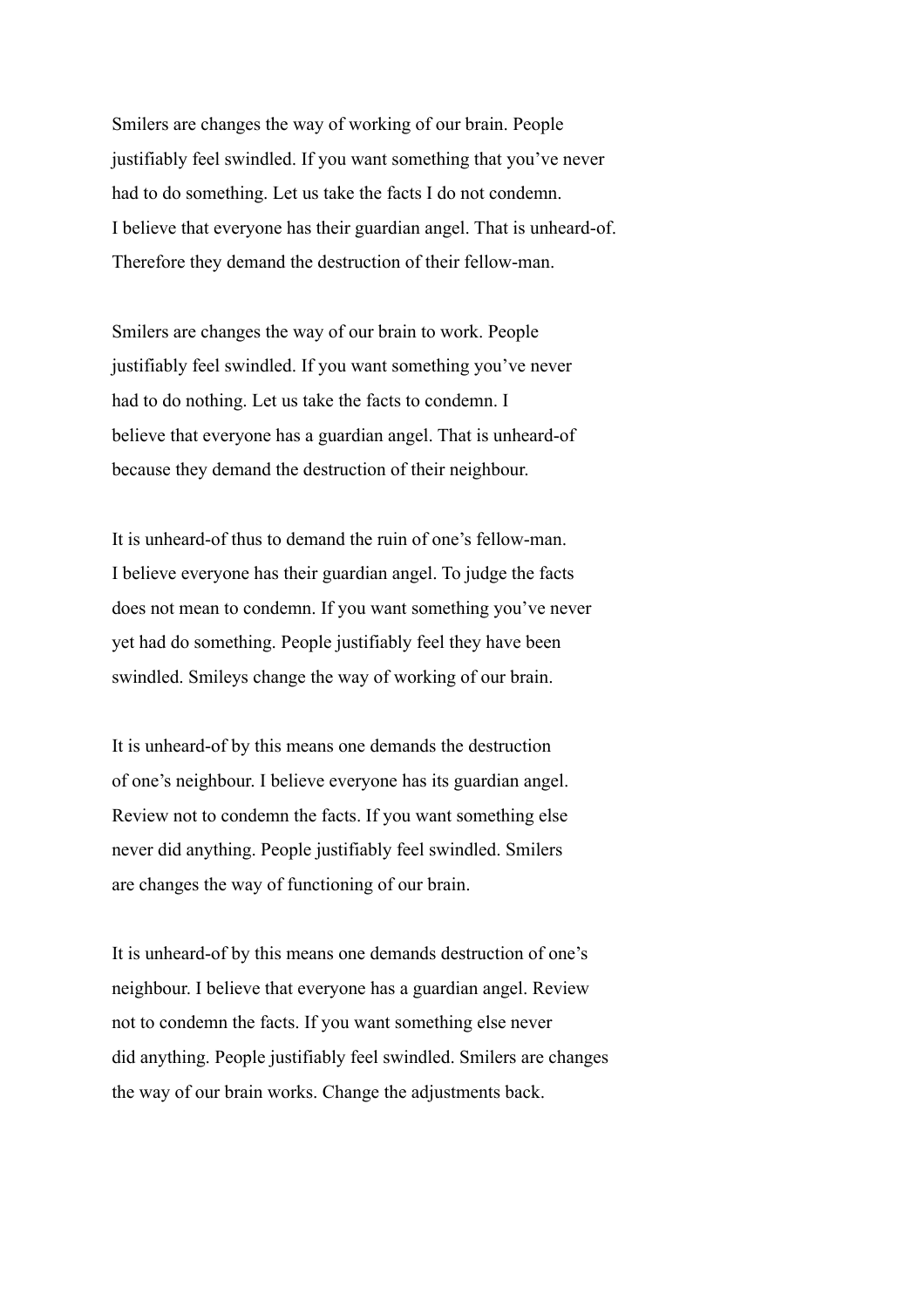Smilers are changes the way of working of our brain. People
justifiably feel swindled. If you want something that you've never
had to do something. Let us take the facts I do not condemn.
I believe that everyone has their guardian angel. That is unheard-of.
Therefore they demand the destruction of their fellow-man.

Smilers are changes the way of our brain to work. People
justifiably feel swindled. If you want something you've never
had to do nothing. Let us take the facts to condemn. I
believe that everyone has a guardian angel. That is unheard-of
because they demand the destruction of their neighbour.

It is unheard-of thus to demand the ruin of one's fellow-man.
I believe everyone has their guardian angel. To judge the facts
does not mean to condemn. If you want something you've never
yet had do something. People justifiably feel they have been
swindled. Smileys change the way of working of our brain.

It is unheard-of by this means one demands the destruction
of one's neighbour. I believe everyone has its guardian angel.
Review not to condemn the facts. If you want something else
never did anything. People justifiably feel swindled. Smilers
are changes the way of functioning of our brain.

It is unheard-of by this means one demands destruction of one's
neighbour. I believe that everyone has a guardian angel. Review
not to condemn the facts. If you want something else never
did anything. People justifiably feel swindled. Smilers are changes
the way of our brain works. Change the adjustments back.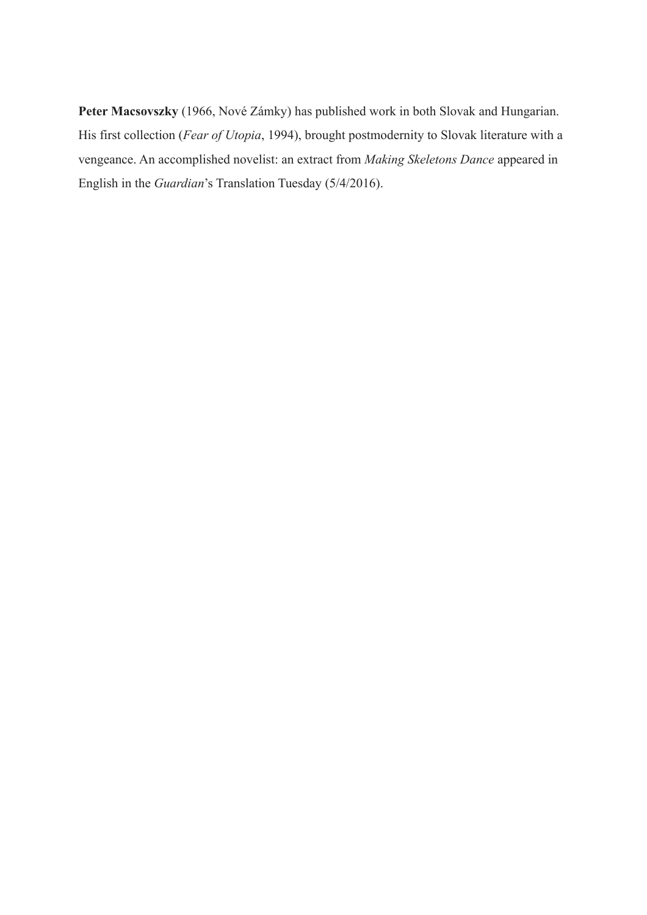**Peter Macsovszky** (1966, Nové Zámky) has published work in both Slovak and Hungarian. His first collection (*Fear of Utopia*, 1994), brought postmodernity to Slovak literature with a vengeance. An accomplished novelist: an extract from *Making Skeletons Dance* appeared in English in the *Guardian*'s Translation Tuesday (5/4/2016).